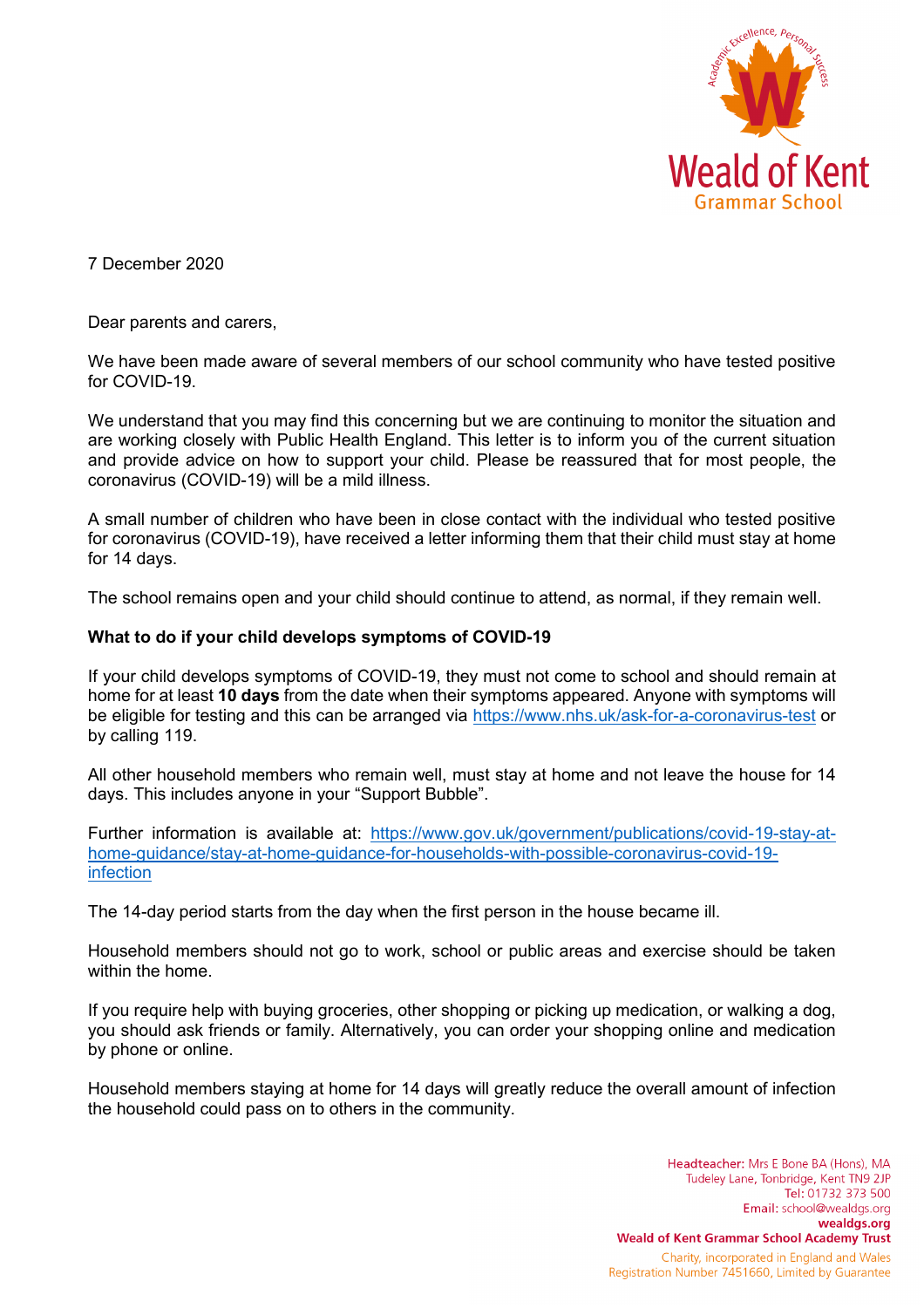7 December 2020

Dear parents and carers,

We have been made aware of several members of our school community who have tested positive for COVID-19.

We understand that you may find this concerning but we are continuing to monitor the situation and are working closely with Public Health England. This letter is to inform you of the current situation and provide advice on how to support your child. Please be reassured that for most people, the coronavirus (COVID-19) will be a mild illness.

A small number of children who have been in close contact with the individual who tested positive for coronavirus (COVID-19), have received a letter informing them that their child must stay at home for 14 days.

The school remains open and your child should continue to attend, as normal, if they remain well.

**What to do if your child develops symptoms of COVID-19**

If your child develops symptoms of COVID-19, they must not come to school and should remain at home for at least **10 days** from the date when their symptoms appeared. Anyone with symptoms will be eligible for testing and this can be arranged via https://www.nhs.uk/ask-for-a-coronavirus-test or by calling 119.

All other household members who remain well, must stay at home and not leave the house for 14 days. This includes anyone in your "Support Bubble".

Further information is available at: https://www.gov.uk/government/publications/covid-19-stay-at-home-guidance/stay-at-home-guidance-for-households-with-possible-coronavirus-covid-19-infection

The 14-day period starts from the day when the first person in the house became ill.

Household members should not go to work, school or public areas and exercise should be taken within the home.

If you require help with buying groceries, other shopping or picking up medication, or walking a dog, you should ask friends or family. Alternatively, you can order your shopping online and medication by phone or online.

Household members staying at home for 14 days will greatly reduce the overall amount of infection the household could pass on to others in the community.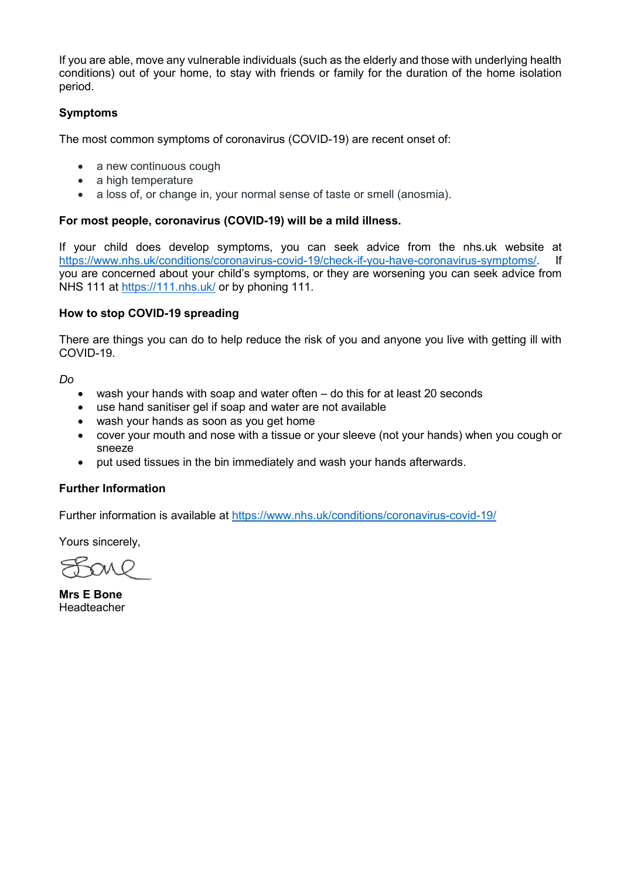If you are able, move any vulnerable individuals (such as the elderly and those with underlying health conditions) out of your home, to stay with friends or family for the duration of the home isolation period.

**Symptoms**

The most common symptoms of coronavirus (COVID-19) are recent onset of:

- a new continuous cough
- a high temperature
- a loss of, or change in, your normal sense of taste or smell (anosmia).

**For most people, coronavirus (COVID-19) will be a mild illness.**

If your child does develop symptoms, you can seek advice from the nhs.uk website at https://www.nhs.uk/conditions/coronavirus-covid-19/check-if-you-have-coronavirus-symptoms/. If you are concerned about your child's symptoms, or they are worsening you can seek advice from NHS 111 at https://111.nhs.uk/ or by phoning 111.

**How to stop COVID-19 spreading**

There are things you can do to help reduce the risk of you and anyone you live with getting ill with COVID-19.

*Do*

- wash your hands with soap and water often – do this for at least 20 seconds
- use hand sanitiser gel if soap and water are not available
- wash your hands as soon as you get home
- cover your mouth and nose with a tissue or your sleeve (not your hands) when you cough or sneeze
- put used tissues in the bin immediately and wash your hands afterwards.

**Further Information**

Further information is available at https://www.nhs.uk/conditions/coronavirus-covid-19/

Yours sincerely,

**Mrs E Bone**
Headteacher